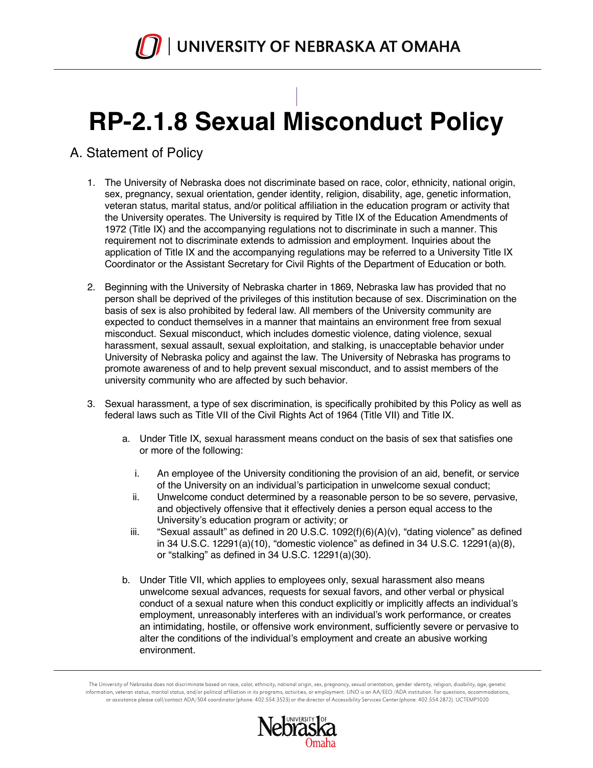# RP-2.1.8 Sexual Misconduct Policy

## A. Statement of Policy

1. The University of Nebraska does not discriminate based on race, color, ethnicity, national origin, sex, pregnancy, sexual orientation, gender identity, religion, disability, age, genetic information, veteran status, marital status, and/or political affiliation in the education program or activity that the University operates. The University is required by Title IX of the Education Amendments of 1972 (Title IX) and the accompanying regulations not to discriminate in such a manner. This requirement not to discriminate extends to admission and employment. Inquiries about the application of Title IX and the accompanying regulations may be referred to a University Title IX Coordinator or the Assistant Secretary for Civil Rights of the Department of Education or both.

2. Beginning with the University of Nebraska charter in 1869, Nebraska law has provided that no person shall be deprived of the privileges of this institution because of sex. Discrimination on the basis of sex is also prohibited by federal law. All members of the University community are expected to conduct themselves in a manner that maintains an environment free from sexual misconduct. Sexual misconduct, which includes domestic violence, dating violence, sexual harassment, sexual assault, sexual exploitation, and stalking, is unacceptable behavior under University of Nebraska policy and against the law. The University of Nebraska has programs to promote awareness of and to help prevent sexual misconduct, and to assist members of the university community who are affected by such behavior.

3. Sexual harassment, a type of sex discrimination, is specifically prohibited by this Policy as well as federal laws such as Title VII of the Civil Rights Act of 1964 (Title VII) and Title IX.

   a. Under Title IX, sexual harassment means conduct on the basis of sex that satisfies one or more of the following:

      i. An employee of the University conditioning the provision of an aid, benefit, or service of the University on an individual's participation in unwelcome sexual conduct;

      ii. Unwelcome conduct determined by a reasonable person to be so severe, pervasive, and objectively offensive that it effectively denies a person equal access to the University's education program or activity; or

      iii. "Sexual assault" as defined in 20 U.S.C. 1092(f)(6)(A)(v), "dating violence" as defined in 34 U.S.C. 12291(a)(10), "domestic violence" as defined in 34 U.S.C. 12291(a)(8), or "stalking" as defined in 34 U.S.C. 12291(a)(30).

   b. Under Title VII, which applies to employees only, sexual harassment also means unwelcome sexual advances, requests for sexual favors, and other verbal or physical conduct of a sexual nature when this conduct explicitly or implicitly affects an individual's employment, unreasonably interferes with an individual's work performance, or creates an intimidating, hostile, or offensive work environment, sufficiently severe or pervasive to alter the conditions of the individual's employment and create an abusive working environment.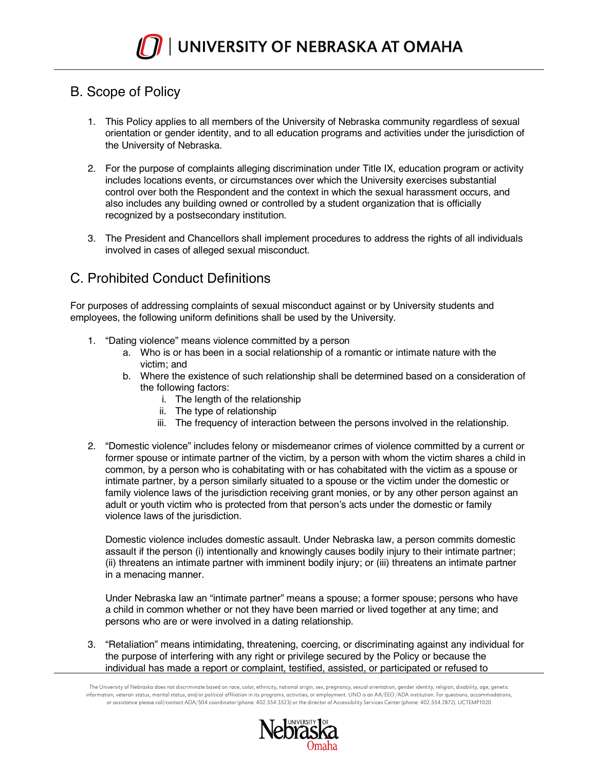## B. Scope of Policy

1. This Policy applies to all members of the University of Nebraska community regardless of sexual orientation or gender identity, and to all education programs and activities under the jurisdiction of the University of Nebraska.

2. For the purpose of complaints alleging discrimination under Title IX, education program or activity includes locations events, or circumstances over which the University exercises substantial control over both the Respondent and the context in which the sexual harassment occurs, and also includes any building owned or controlled by a student organization that is officially recognized by a postsecondary institution.

3. The President and Chancellors shall implement procedures to address the rights of all individuals involved in cases of alleged sexual misconduct.

## C. Prohibited Conduct Definitions

For purposes of addressing complaints of sexual misconduct against or by University students and employees, the following uniform definitions shall be used by the University.

1. "Dating violence" means violence committed by a person
   a. Who is or has been in a social relationship of a romantic or intimate nature with the victim; and
   b. Where the existence of such relationship shall be determined based on a consideration of the following factors:
      i. The length of the relationship
      ii. The type of relationship
      iii. The frequency of interaction between the persons involved in the relationship.

2. "Domestic violence" includes felony or misdemeanor crimes of violence committed by a current or former spouse or intimate partner of the victim, by a person with whom the victim shares a child in common, by a person who is cohabitating with or has cohabitated with the victim as a spouse or intimate partner, by a person similarly situated to a spouse or the victim under the domestic or family violence laws of the jurisdiction receiving grant monies, or by any other person against an adult or youth victim who is protected from that person's acts under the domestic or family violence laws of the jurisdiction.

   Domestic violence includes domestic assault. Under Nebraska law, a person commits domestic assault if the person (i) intentionally and knowingly causes bodily injury to their intimate partner; (ii) threatens an intimate partner with imminent bodily injury; or (iii) threatens an intimate partner in a menacing manner.

   Under Nebraska law an "intimate partner" means a spouse; a former spouse; persons who have a child in common whether or not they have been married or lived together at any time; and persons who are or were involved in a dating relationship.

3. "Retaliation" means intimidating, threatening, coercing, or discriminating against any individual for the purpose of interfering with any right or privilege secured by the Policy or because the individual has made a report or complaint, testified, assisted, or participated or refused to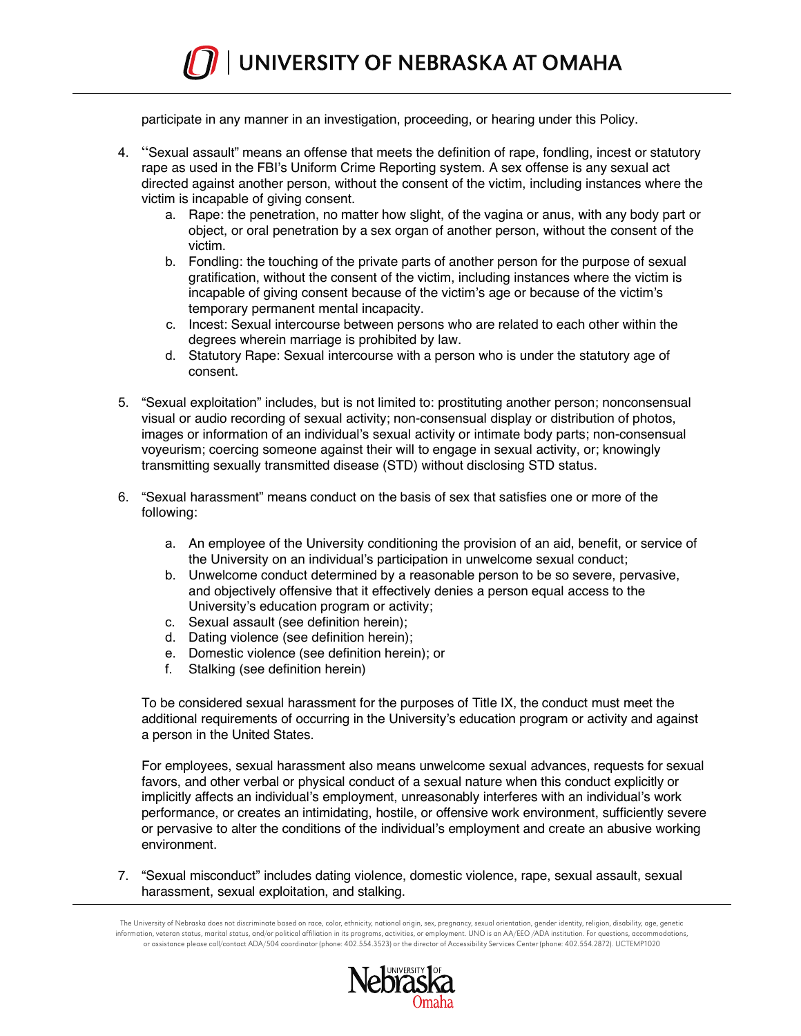participate in any manner in an investigation, proceeding, or hearing under this Policy.

4. "Sexual assault" means an offense that meets the definition of rape, fondling, incest or statutory rape as used in the FBI's Uniform Crime Reporting system. A sex offense is any sexual act directed against another person, without the consent of the victim, including instances where the victim is incapable of giving consent.
   a. Rape: the penetration, no matter how slight, of the vagina or anus, with any body part or object, or oral penetration by a sex organ of another person, without the consent of the victim.
   b. Fondling: the touching of the private parts of another person for the purpose of sexual gratification, without the consent of the victim, including instances where the victim is incapable of giving consent because of the victim's age or because of the victim's temporary permanent mental incapacity.
   c. Incest: Sexual intercourse between persons who are related to each other within the degrees wherein marriage is prohibited by law.
   d. Statutory Rape: Sexual intercourse with a person who is under the statutory age of consent.

5. "Sexual exploitation" includes, but is not limited to: prostituting another person; nonconsensual visual or audio recording of sexual activity; non-consensual display or distribution of photos, images or information of an individual's sexual activity or intimate body parts; non-consensual voyeurism; coercing someone against their will to engage in sexual activity, or; knowingly transmitting sexually transmitted disease (STD) without disclosing STD status.

6. "Sexual harassment" means conduct on the basis of sex that satisfies one or more of the following:

   a. An employee of the University conditioning the provision of an aid, benefit, or service of the University on an individual's participation in unwelcome sexual conduct;
   b. Unwelcome conduct determined by a reasonable person to be so severe, pervasive, and objectively offensive that it effectively denies a person equal access to the University's education program or activity;
   c. Sexual assault (see definition herein);
   d. Dating violence (see definition herein);
   e. Domestic violence (see definition herein); or
   f. Stalking (see definition herein)

   To be considered sexual harassment for the purposes of Title IX, the conduct must meet the additional requirements of occurring in the University's education program or activity and against a person in the United States.

   For employees, sexual harassment also means unwelcome sexual advances, requests for sexual favors, and other verbal or physical conduct of a sexual nature when this conduct explicitly or implicitly affects an individual's employment, unreasonably interferes with an individual's work performance, or creates an intimidating, hostile, or offensive work environment, sufficiently severe or pervasive to alter the conditions of the individual's employment and create an abusive working environment.

7. "Sexual misconduct" includes dating violence, domestic violence, rape, sexual assault, sexual harassment, sexual exploitation, and stalking.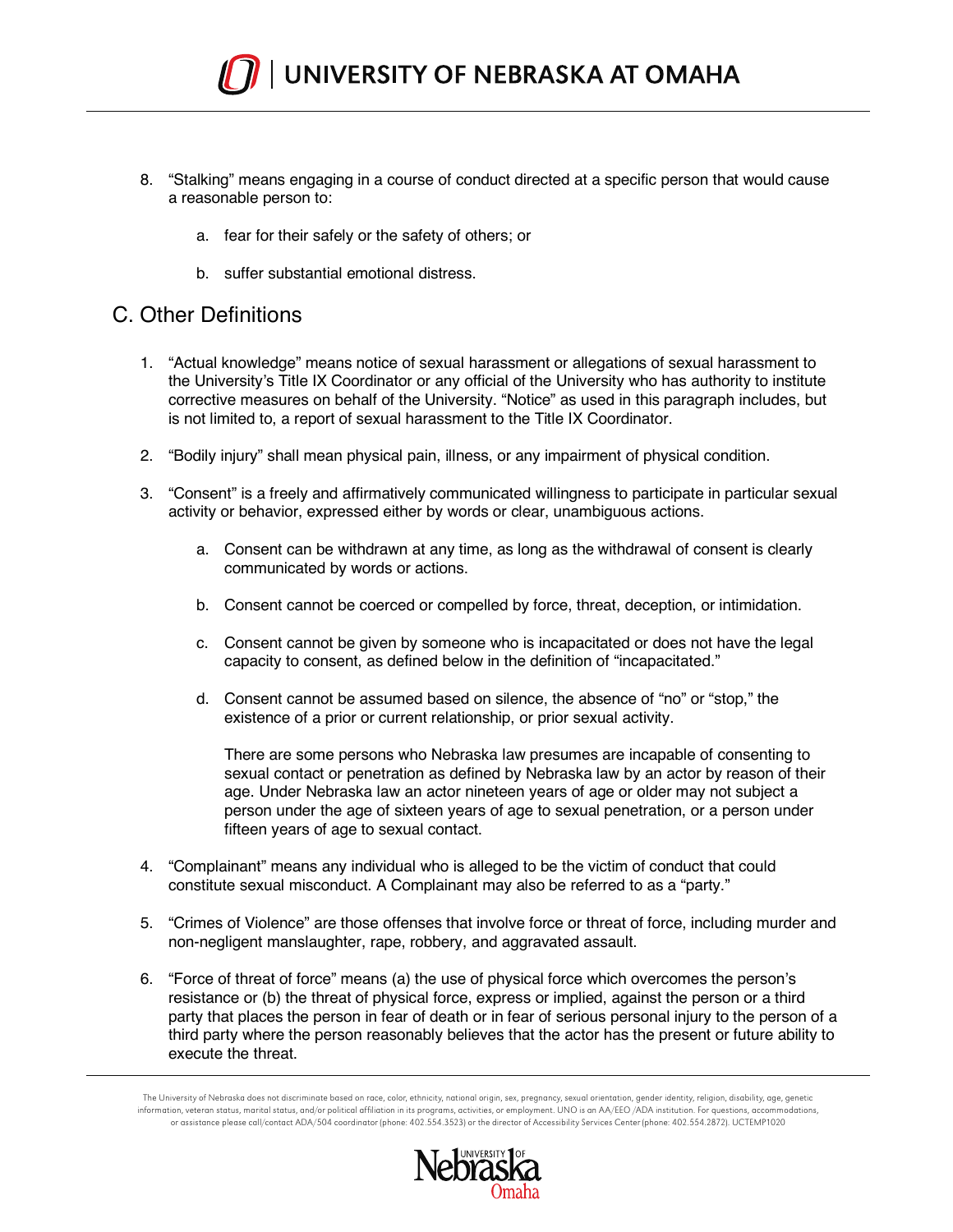8. "Stalking" means engaging in a course of conduct directed at a specific person that would cause a reasonable person to:

    a. fear for their safely or the safety of others; or

    b. suffer substantial emotional distress.

## C. Other Definitions

1. "Actual knowledge" means notice of sexual harassment or allegations of sexual harassment to the University's Title IX Coordinator or any official of the University who has authority to institute corrective measures on behalf of the University. "Notice" as used in this paragraph includes, but is not limited to, a report of sexual harassment to the Title IX Coordinator.

2. "Bodily injury" shall mean physical pain, illness, or any impairment of physical condition.

3. "Consent" is a freely and affirmatively communicated willingness to participate in particular sexual activity or behavior, expressed either by words or clear, unambiguous actions.

    a. Consent can be withdrawn at any time, as long as the withdrawal of consent is clearly communicated by words or actions.

    b. Consent cannot be coerced or compelled by force, threat, deception, or intimidation.

    c. Consent cannot be given by someone who is incapacitated or does not have the legal capacity to consent, as defined below in the definition of "incapacitated."

    d. Consent cannot be assumed based on silence, the absence of "no" or "stop," the existence of a prior or current relationship, or prior sexual activity.

    There are some persons who Nebraska law presumes are incapable of consenting to sexual contact or penetration as defined by Nebraska law by an actor by reason of their age. Under Nebraska law an actor nineteen years of age or older may not subject a person under the age of sixteen years of age to sexual penetration, or a person under fifteen years of age to sexual contact.

4. "Complainant" means any individual who is alleged to be the victim of conduct that could constitute sexual misconduct. A Complainant may also be referred to as a "party."

5. "Crimes of Violence" are those offenses that involve force or threat of force, including murder and non-negligent manslaughter, rape, robbery, and aggravated assault.

6. "Force of threat of force" means (a) the use of physical force which overcomes the person's resistance or (b) the threat of physical force, express or implied, against the person or a third party that places the person in fear of death or in fear of serious personal injury to the person of a third party where the person reasonably believes that the actor has the present or future ability to execute the threat.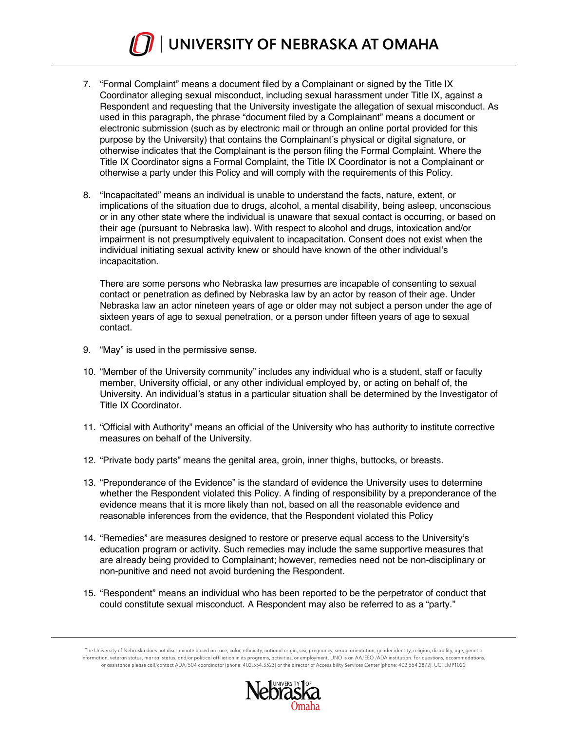7. "Formal Complaint" means a document filed by a Complainant or signed by the Title IX Coordinator alleging sexual misconduct, including sexual harassment under Title IX, against a Respondent and requesting that the University investigate the allegation of sexual misconduct. As used in this paragraph, the phrase "document filed by a Complainant" means a document or electronic submission (such as by electronic mail or through an online portal provided for this purpose by the University) that contains the Complainant's physical or digital signature, or otherwise indicates that the Complainant is the person filing the Formal Complaint. Where the Title IX Coordinator signs a Formal Complaint, the Title IX Coordinator is not a Complainant or otherwise a party under this Policy and will comply with the requirements of this Policy.

8. "Incapacitated" means an individual is unable to understand the facts, nature, extent, or implications of the situation due to drugs, alcohol, a mental disability, being asleep, unconscious or in any other state where the individual is unaware that sexual contact is occurring, or based on their age (pursuant to Nebraska law). With respect to alcohol and drugs, intoxication and/or impairment is not presumptively equivalent to incapacitation. Consent does not exist when the individual initiating sexual activity knew or should have known of the other individual's incapacitation.

   There are some persons who Nebraska law presumes are incapable of consenting to sexual contact or penetration as defined by Nebraska law by an actor by reason of their age. Under Nebraska law an actor nineteen years of age or older may not subject a person under the age of sixteen years of age to sexual penetration, or a person under fifteen years of age to sexual contact.

9. "May" is used in the permissive sense.

10. "Member of the University community" includes any individual who is a student, staff or faculty member, University official, or any other individual employed by, or acting on behalf of, the University. An individual's status in a particular situation shall be determined by the Investigator of Title IX Coordinator.

11. "Official with Authority" means an official of the University who has authority to institute corrective measures on behalf of the University.

12. "Private body parts" means the genital area, groin, inner thighs, buttocks, or breasts.

13. "Preponderance of the Evidence" is the standard of evidence the University uses to determine whether the Respondent violated this Policy. A finding of responsibility by a preponderance of the evidence means that it is more likely than not, based on all the reasonable evidence and reasonable inferences from the evidence, that the Respondent violated this Policy

14. "Remedies" are measures designed to restore or preserve equal access to the University's education program or activity. Such remedies may include the same supportive measures that are already being provided to Complainant; however, remedies need not be non-disciplinary or non-punitive and need not avoid burdening the Respondent.

15. "Respondent" means an individual who has been reported to be the perpetrator of conduct that could constitute sexual misconduct. A Respondent may also be referred to as a "party."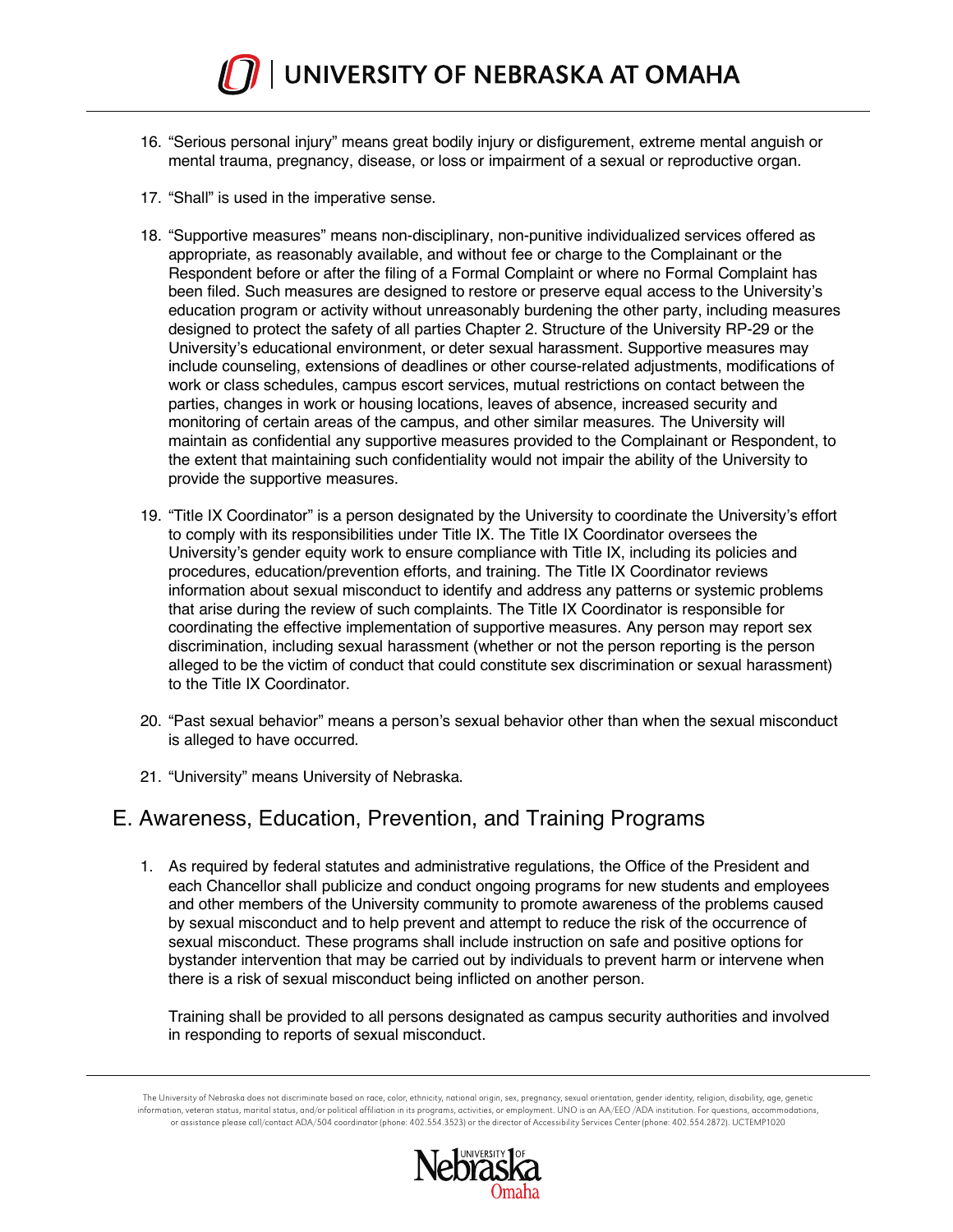16. “Serious personal injury” means great bodily injury or disfigurement, extreme mental anguish or mental trauma, pregnancy, disease, or loss or impairment of a sexual or reproductive organ.

17. “Shall” is used in the imperative sense.

18. “Supportive measures” means non-disciplinary, non-punitive individualized services offered as appropriate, as reasonably available, and without fee or charge to the Complainant or the Respondent before or after the filing of a Formal Complaint or where no Formal Complaint has been filed. Such measures are designed to restore or preserve equal access to the University’s education program or activity without unreasonably burdening the other party, including measures designed to protect the safety of all parties Chapter 2. Structure of the University RP-29 or the University’s educational environment, or deter sexual harassment. Supportive measures may include counseling, extensions of deadlines or other course-related adjustments, modifications of work or class schedules, campus escort services, mutual restrictions on contact between the parties, changes in work or housing locations, leaves of absence, increased security and monitoring of certain areas of the campus, and other similar measures. The University will maintain as confidential any supportive measures provided to the Complainant or Respondent, to the extent that maintaining such confidentiality would not impair the ability of the University to provide the supportive measures.

19. “Title IX Coordinator” is a person designated by the University to coordinate the University’s effort to comply with its responsibilities under Title IX. The Title IX Coordinator oversees the University’s gender equity work to ensure compliance with Title IX, including its policies and procedures, education/prevention efforts, and training. The Title IX Coordinator reviews information about sexual misconduct to identify and address any patterns or systemic problems that arise during the review of such complaints. The Title IX Coordinator is responsible for coordinating the effective implementation of supportive measures. Any person may report sex discrimination, including sexual harassment (whether or not the person reporting is the person alleged to be the victim of conduct that could constitute sex discrimination or sexual harassment) to the Title IX Coordinator.

20. “Past sexual behavior” means a person’s sexual behavior other than when the sexual misconduct is alleged to have occurred.

21. “University” means University of Nebraska.

## E. Awareness, Education, Prevention, and Training Programs

1. As required by federal statutes and administrative regulations, the Office of the President and each Chancellor shall publicize and conduct ongoing programs for new students and employees and other members of the University community to promote awareness of the problems caused by sexual misconduct and to help prevent and attempt to reduce the risk of the occurrence of sexual misconduct. These programs shall include instruction on safe and positive options for bystander intervention that may be carried out by individuals to prevent harm or intervene when there is a risk of sexual misconduct being inflicted on another person.

   Training shall be provided to all persons designated as campus security authorities and involved in responding to reports of sexual misconduct.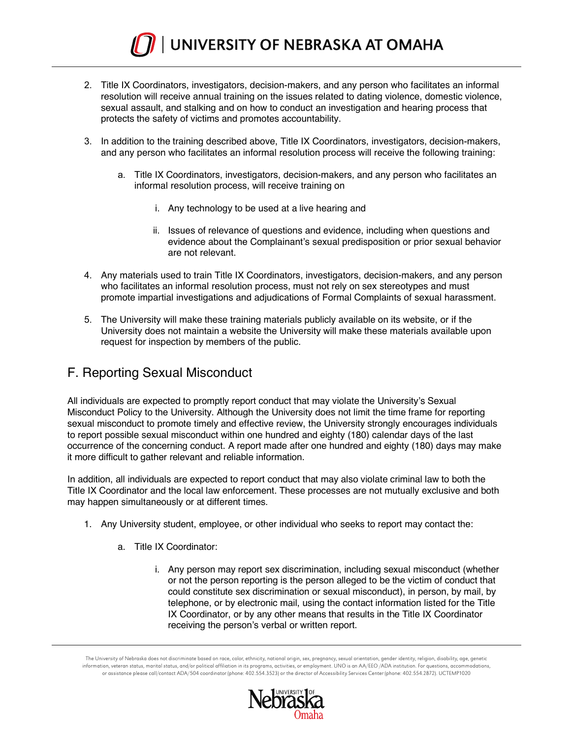2. Title IX Coordinators, investigators, decision-makers, and any person who facilitates an informal resolution will receive annual training on the issues related to dating violence, domestic violence, sexual assault, and stalking and on how to conduct an investigation and hearing process that protects the safety of victims and promotes accountability.

3. In addition to the training described above, Title IX Coordinators, investigators, decision-makers, and any person who facilitates an informal resolution process will receive the following training:

    a. Title IX Coordinators, investigators, decision-makers, and any person who facilitates an informal resolution process, will receive training on

        i. Any technology to be used at a live hearing and

        ii. Issues of relevance of questions and evidence, including when questions and evidence about the Complainant's sexual predisposition or prior sexual behavior are not relevant.

4. Any materials used to train Title IX Coordinators, investigators, decision-makers, and any person who facilitates an informal resolution process, must not rely on sex stereotypes and must promote impartial investigations and adjudications of Formal Complaints of sexual harassment.

5. The University will make these training materials publicly available on its website, or if the University does not maintain a website the University will make these materials available upon request for inspection by members of the public.

## F. Reporting Sexual Misconduct

All individuals are expected to promptly report conduct that may violate the University's Sexual Misconduct Policy to the University. Although the University does not limit the time frame for reporting sexual misconduct to promote timely and effective review, the University strongly encourages individuals to report possible sexual misconduct within one hundred and eighty (180) calendar days of the last occurrence of the concerning conduct. A report made after one hundred and eighty (180) days may make it more difficult to gather relevant and reliable information.

In addition, all individuals are expected to report conduct that may also violate criminal law to both the Title IX Coordinator and the local law enforcement. These processes are not mutually exclusive and both may happen simultaneously or at different times.

1. Any University student, employee, or other individual who seeks to report may contact the:

    a. Title IX Coordinator:

        i. Any person may report sex discrimination, including sexual misconduct (whether or not the person reporting is the person alleged to be the victim of conduct that could constitute sex discrimination or sexual misconduct), in person, by mail, by telephone, or by electronic mail, using the contact information listed for the Title IX Coordinator, or by any other means that results in the Title IX Coordinator receiving the person's verbal or written report.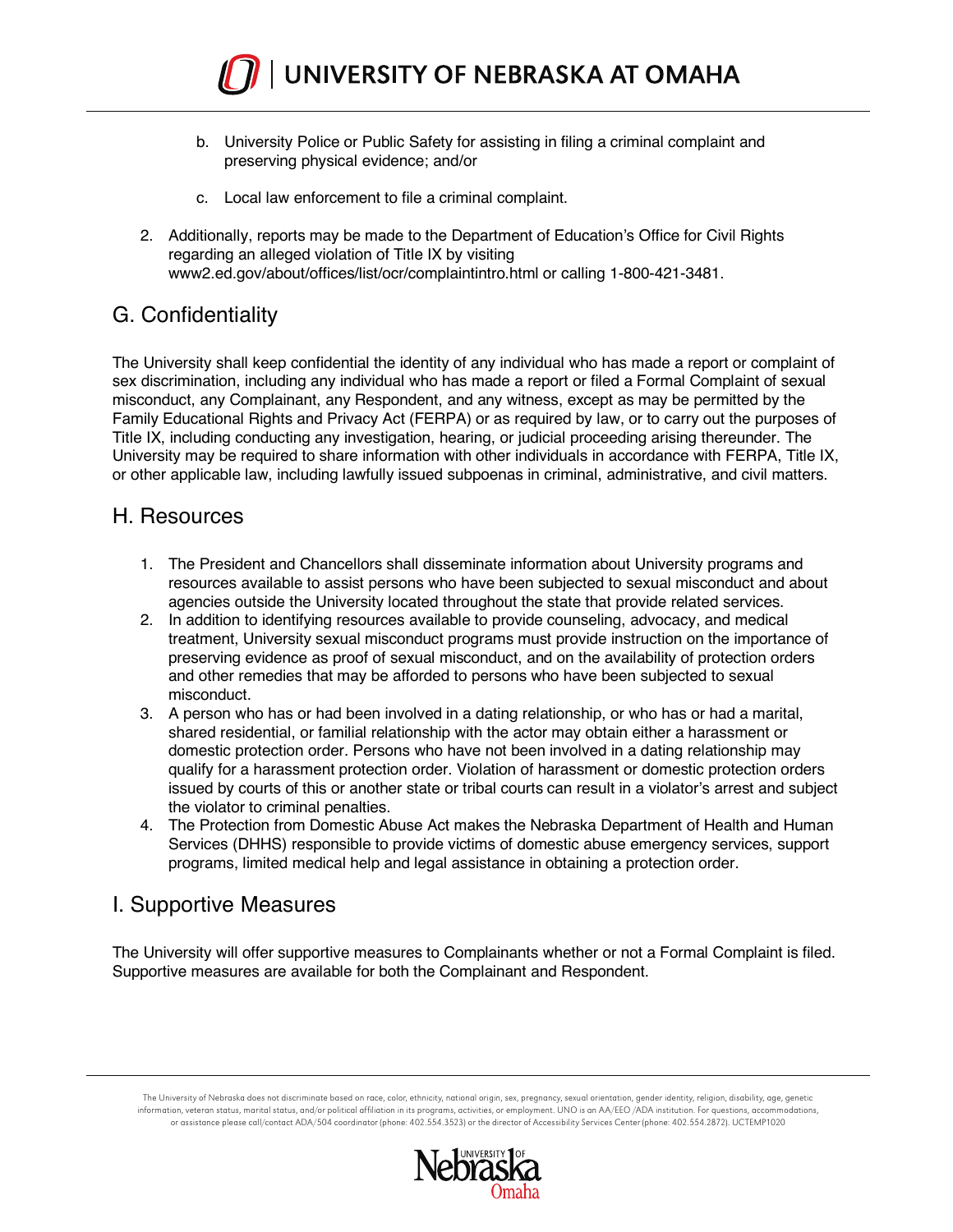b. University Police or Public Safety for assisting in filing a criminal complaint and preserving physical evidence; and/or

c. Local law enforcement to file a criminal complaint.

2. Additionally, reports may be made to the Department of Education's Office for Civil Rights regarding an alleged violation of Title IX by visiting www2.ed.gov/about/offices/list/ocr/complaintintro.html or calling 1-800-421-3481.

## G. Confidentiality

The University shall keep confidential the identity of any individual who has made a report or complaint of sex discrimination, including any individual who has made a report or filed a Formal Complaint of sexual misconduct, any Complainant, any Respondent, and any witness, except as may be permitted by the Family Educational Rights and Privacy Act (FERPA) or as required by law, or to carry out the purposes of Title IX, including conducting any investigation, hearing, or judicial proceeding arising thereunder. The University may be required to share information with other individuals in accordance with FERPA, Title IX, or other applicable law, including lawfully issued subpoenas in criminal, administrative, and civil matters.

## H. Resources

1. The President and Chancellors shall disseminate information about University programs and resources available to assist persons who have been subjected to sexual misconduct and about agencies outside the University located throughout the state that provide related services.
2. In addition to identifying resources available to provide counseling, advocacy, and medical treatment, University sexual misconduct programs must provide instruction on the importance of preserving evidence as proof of sexual misconduct, and on the availability of protection orders and other remedies that may be afforded to persons who have been subjected to sexual misconduct.
3. A person who has or had been involved in a dating relationship, or who has or had a marital, shared residential, or familial relationship with the actor may obtain either a harassment or domestic protection order. Persons who have not been involved in a dating relationship may qualify for a harassment protection order. Violation of harassment or domestic protection orders issued by courts of this or another state or tribal courts can result in a violator's arrest and subject the violator to criminal penalties.
4. The Protection from Domestic Abuse Act makes the Nebraska Department of Health and Human Services (DHHS) responsible to provide victims of domestic abuse emergency services, support programs, limited medical help and legal assistance in obtaining a protection order.

## I. Supportive Measures

The University will offer supportive measures to Complainants whether or not a Formal Complaint is filed. Supportive measures are available for both the Complainant and Respondent.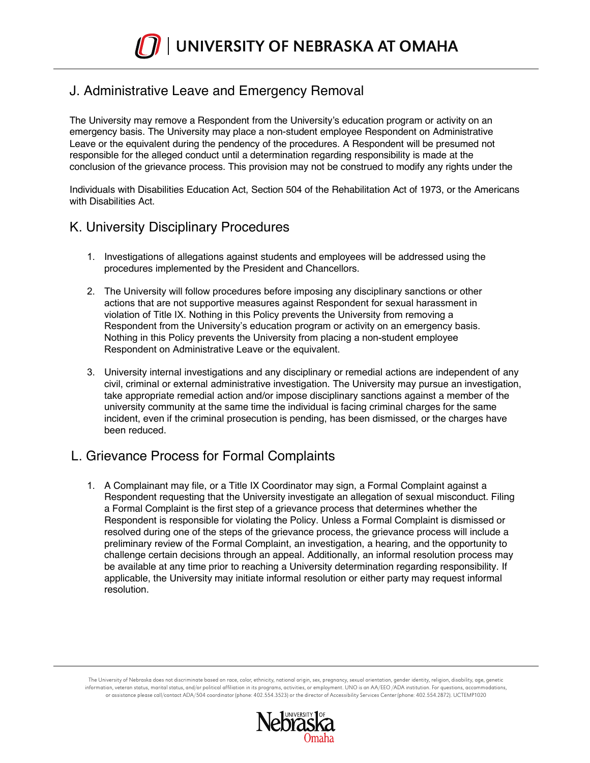## J. Administrative Leave and Emergency Removal

The University may remove a Respondent from the University's education program or activity on an emergency basis. The University may place a non-student employee Respondent on Administrative Leave or the equivalent during the pendency of the procedures. A Respondent will be presumed not responsible for the alleged conduct until a determination regarding responsibility is made at the conclusion of the grievance process. This provision may not be construed to modify any rights under the

Individuals with Disabilities Education Act, Section 504 of the Rehabilitation Act of 1973, or the Americans with Disabilities Act.

## K. University Disciplinary Procedures

1. Investigations of allegations against students and employees will be addressed using the procedures implemented by the President and Chancellors.

2. The University will follow procedures before imposing any disciplinary sanctions or other actions that are not supportive measures against Respondent for sexual harassment in violation of Title IX. Nothing in this Policy prevents the University from removing a Respondent from the University's education program or activity on an emergency basis. Nothing in this Policy prevents the University from placing a non-student employee Respondent on Administrative Leave or the equivalent.

3. University internal investigations and any disciplinary or remedial actions are independent of any civil, criminal or external administrative investigation. The University may pursue an investigation, take appropriate remedial action and/or impose disciplinary sanctions against a member of the university community at the same time the individual is facing criminal charges for the same incident, even if the criminal prosecution is pending, has been dismissed, or the charges have been reduced.

## L. Grievance Process for Formal Complaints

1. A Complainant may file, or a Title IX Coordinator may sign, a Formal Complaint against a Respondent requesting that the University investigate an allegation of sexual misconduct. Filing a Formal Complaint is the first step of a grievance process that determines whether the Respondent is responsible for violating the Policy. Unless a Formal Complaint is dismissed or resolved during one of the steps of the grievance process, the grievance process will include a preliminary review of the Formal Complaint, an investigation, a hearing, and the opportunity to challenge certain decisions through an appeal. Additionally, an informal resolution process may be available at any time prior to reaching a University determination regarding responsibility. If applicable, the University may initiate informal resolution or either party may request informal resolution.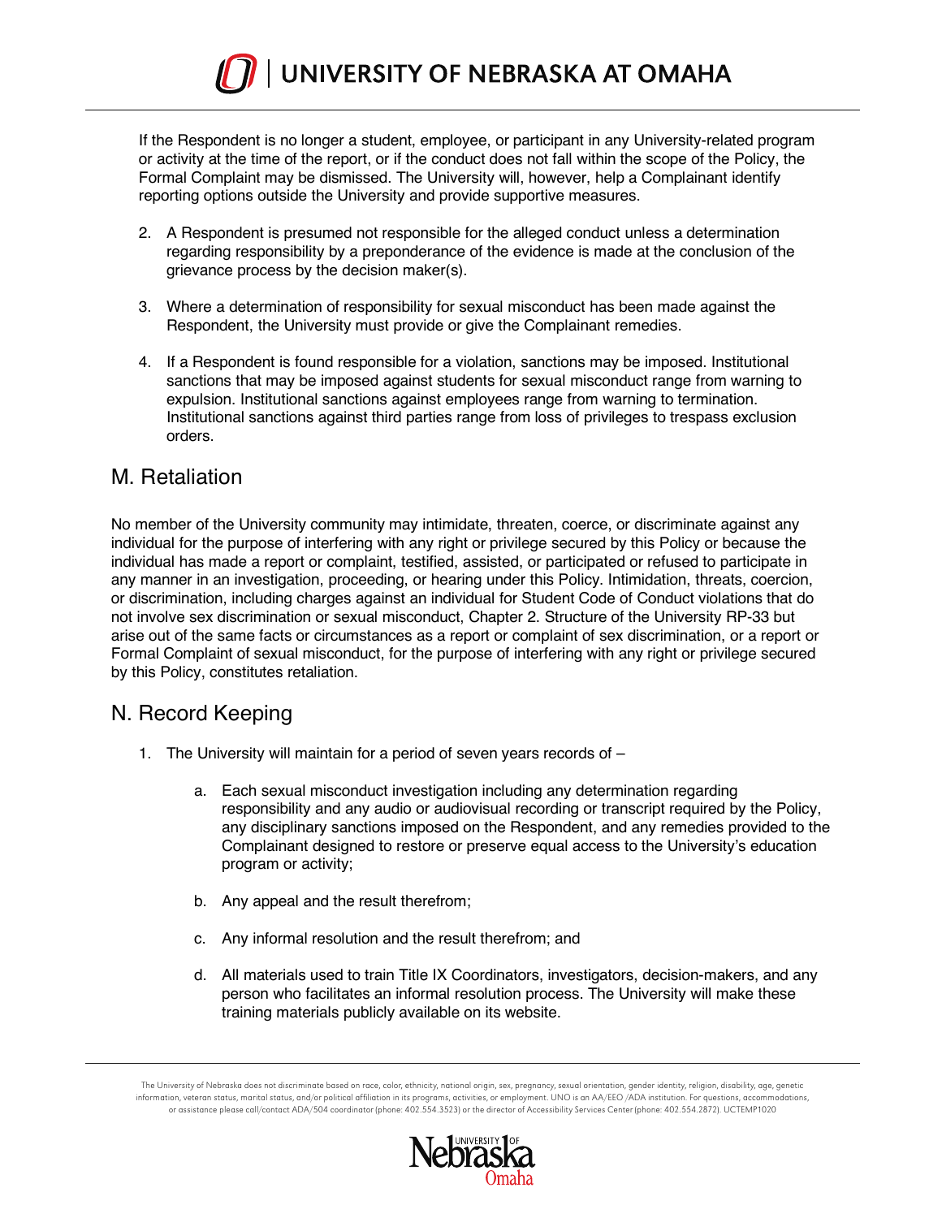If the Respondent is no longer a student, employee, or participant in any University-related program or activity at the time of the report, or if the conduct does not fall within the scope of the Policy, the Formal Complaint may be dismissed. The University will, however, help a Complainant identify reporting options outside the University and provide supportive measures.

2. A Respondent is presumed not responsible for the alleged conduct unless a determination regarding responsibility by a preponderance of the evidence is made at the conclusion of the grievance process by the decision maker(s).

3. Where a determination of responsibility for sexual misconduct has been made against the Respondent, the University must provide or give the Complainant remedies.

4. If a Respondent is found responsible for a violation, sanctions may be imposed. Institutional sanctions that may be imposed against students for sexual misconduct range from warning to expulsion. Institutional sanctions against employees range from warning to termination. Institutional sanctions against third parties range from loss of privileges to trespass exclusion orders.

## M. Retaliation

No member of the University community may intimidate, threaten, coerce, or discriminate against any individual for the purpose of interfering with any right or privilege secured by this Policy or because the individual has made a report or complaint, testified, assisted, or participated or refused to participate in any manner in an investigation, proceeding, or hearing under this Policy. Intimidation, threats, coercion, or discrimination, including charges against an individual for Student Code of Conduct violations that do not involve sex discrimination or sexual misconduct, Chapter 2. Structure of the University RP-33 but arise out of the same facts or circumstances as a report or complaint of sex discrimination, or a report or Formal Complaint of sexual misconduct, for the purpose of interfering with any right or privilege secured by this Policy, constitutes retaliation.

## N. Record Keeping

1. The University will maintain for a period of seven years records of –

    a. Each sexual misconduct investigation including any determination regarding responsibility and any audio or audiovisual recording or transcript required by the Policy, any disciplinary sanctions imposed on the Respondent, and any remedies provided to the Complainant designed to restore or preserve equal access to the University's education program or activity;

    b. Any appeal and the result therefrom;

    c. Any informal resolution and the result therefrom; and

    d. All materials used to train Title IX Coordinators, investigators, decision-makers, and any person who facilitates an informal resolution process. The University will make these training materials publicly available on its website.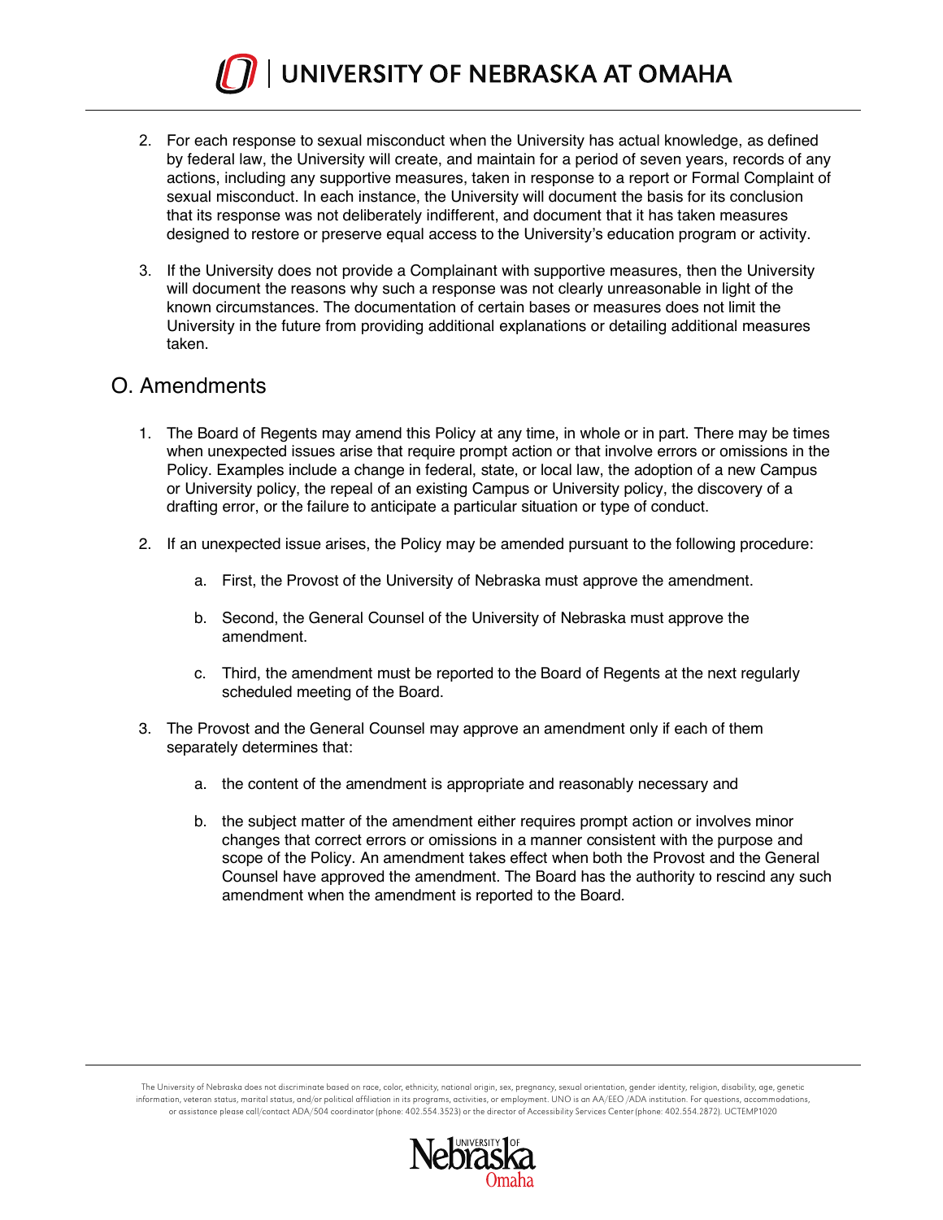2. For each response to sexual misconduct when the University has actual knowledge, as defined by federal law, the University will create, and maintain for a period of seven years, records of any actions, including any supportive measures, taken in response to a report or Formal Complaint of sexual misconduct. In each instance, the University will document the basis for its conclusion that its response was not deliberately indifferent, and document that it has taken measures designed to restore or preserve equal access to the University's education program or activity.

3. If the University does not provide a Complainant with supportive measures, then the University will document the reasons why such a response was not clearly unreasonable in light of the known circumstances. The documentation of certain bases or measures does not limit the University in the future from providing additional explanations or detailing additional measures taken.

## O. Amendments

1. The Board of Regents may amend this Policy at any time, in whole or in part. There may be times when unexpected issues arise that require prompt action or that involve errors or omissions in the Policy. Examples include a change in federal, state, or local law, the adoption of a new Campus or University policy, the repeal of an existing Campus or University policy, the discovery of a drafting error, or the failure to anticipate a particular situation or type of conduct.

2. If an unexpected issue arises, the Policy may be amended pursuant to the following procedure:

    a. First, the Provost of the University of Nebraska must approve the amendment.

    b. Second, the General Counsel of the University of Nebraska must approve the amendment.

    c. Third, the amendment must be reported to the Board of Regents at the next regularly scheduled meeting of the Board.

3. The Provost and the General Counsel may approve an amendment only if each of them separately determines that:

    a. the content of the amendment is appropriate and reasonably necessary and

    b. the subject matter of the amendment either requires prompt action or involves minor changes that correct errors or omissions in a manner consistent with the purpose and scope of the Policy. An amendment takes effect when both the Provost and the General Counsel have approved the amendment. The Board has the authority to rescind any such amendment when the amendment is reported to the Board.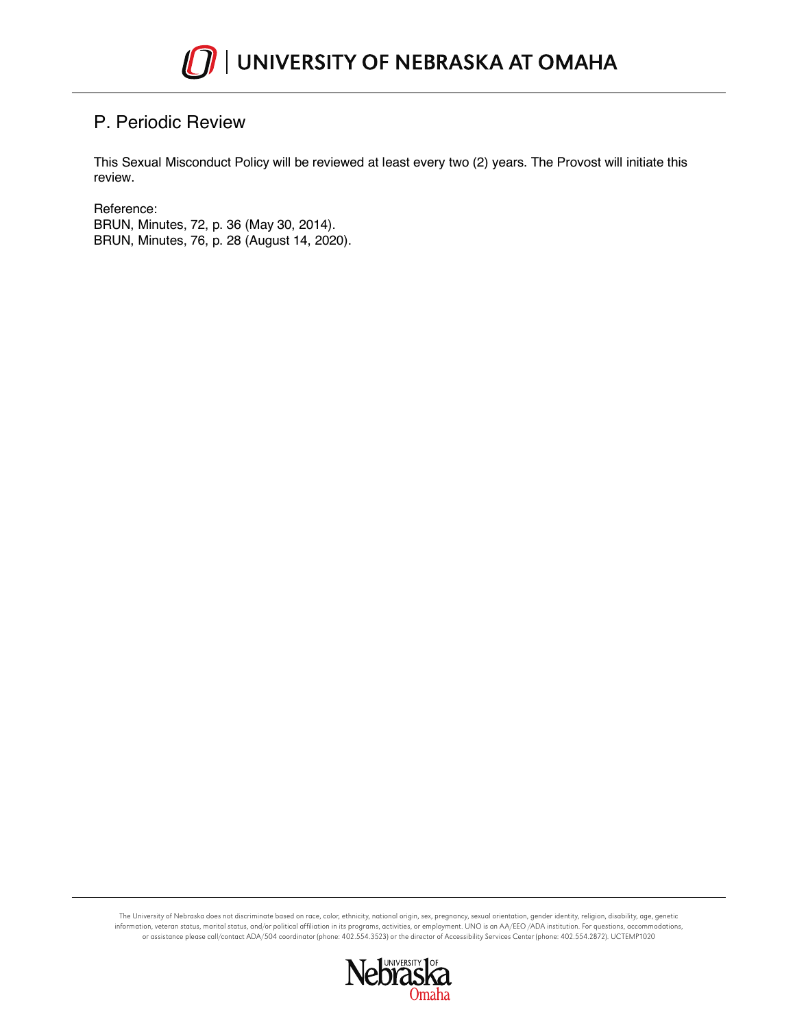## P. Periodic Review

This Sexual Misconduct Policy will be reviewed at least every two (2) years. The Provost will initiate this review.

Reference:
BRUN, Minutes, 72, p. 36 (May 30, 2014).
BRUN, Minutes, 76, p. 28 (August 14, 2020).